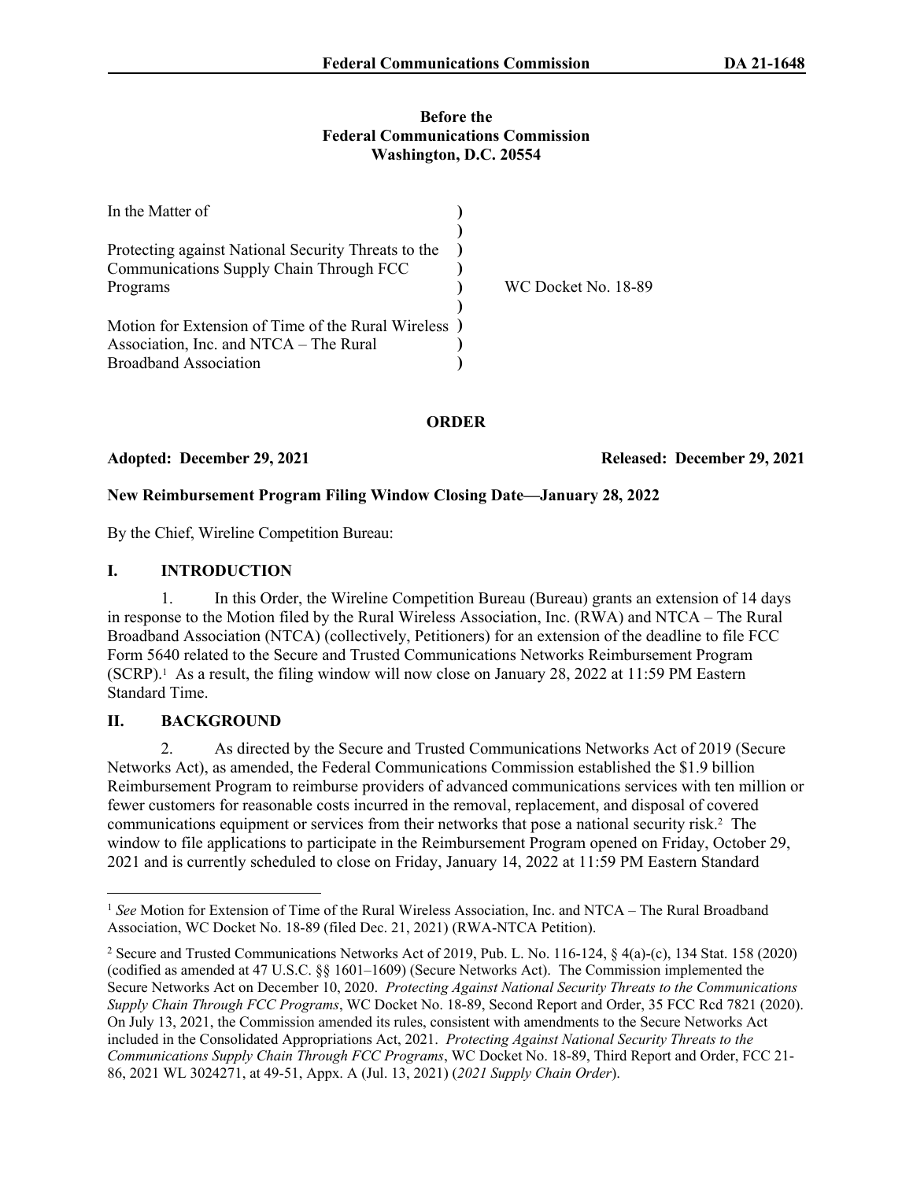**Before the**
**Federal Communications Commission**
**Washington, D.C. 20554**

| | | |
|---|---|---|
| In the Matter of | ) | |
| | ) | |
| Protecting against National Security Threats to the Communications Supply Chain Through FCC Programs | ) | WC Docket No. 18-89 |
| | ) | |
| Motion for Extension of Time of the Rural Wireless Association, Inc. and NTCA – The Rural Broadband Association | ) | |

# ORDER

**Adopted: December 29, 2021** **Released: December 29, 2021**

**New Reimbursement Program Filing Window Closing Date—January 28, 2022**

By the Chief, Wireline Competition Bureau:

## I. INTRODUCTION

1. In this Order, the Wireline Competition Bureau (Bureau) grants an extension of 14 days in response to the Motion filed by the Rural Wireless Association, Inc. (RWA) and NTCA – The Rural Broadband Association (NTCA) (collectively, Petitioners) for an extension of the deadline to file FCC Form 5640 related to the Secure and Trusted Communications Networks Reimbursement Program (SCRP).[1] As a result, the filing window will now close on January 28, 2022 at 11:59 PM Eastern Standard Time.

## II. BACKGROUND

2. As directed by the Secure and Trusted Communications Networks Act of 2019 (Secure Networks Act), as amended, the Federal Communications Commission established the $1.9 billion Reimbursement Program to reimburse providers of advanced communications services with ten million or fewer customers for reasonable costs incurred in the removal, replacement, and disposal of covered communications equipment or services from their networks that pose a national security risk.[2] The window to file applications to participate in the Reimbursement Program opened on Friday, October 29, 2021 and is currently scheduled to close on Friday, January 14, 2022 at 11:59 PM Eastern Standard

---

[1] *See* Motion for Extension of Time of the Rural Wireless Association, Inc. and NTCA – The Rural Broadband Association, WC Docket No. 18-89 (filed Dec. 21, 2021) (RWA-NTCA Petition).

[2] Secure and Trusted Communications Networks Act of 2019, Pub. L. No. 116-124, § 4(a)-(c), 134 Stat. 158 (2020) (codified as amended at 47 U.S.C. §§ 1601–1609) (Secure Networks Act). The Commission implemented the Secure Networks Act on December 10, 2020. *Protecting Against National Security Threats to the Communications Supply Chain Through FCC Programs*, WC Docket No. 18-89, Second Report and Order, 35 FCC Rcd 7821 (2020). On July 13, 2021, the Commission amended its rules, consistent with amendments to the Secure Networks Act included in the Consolidated Appropriations Act, 2021. *Protecting Against National Security Threats to the Communications Supply Chain Through FCC Programs*, WC Docket No. 18-89, Third Report and Order, FCC 21-86, 2021 WL 3024271, at 49-51, Appx. A (Jul. 13, 2021) (*2021 Supply Chain Order*).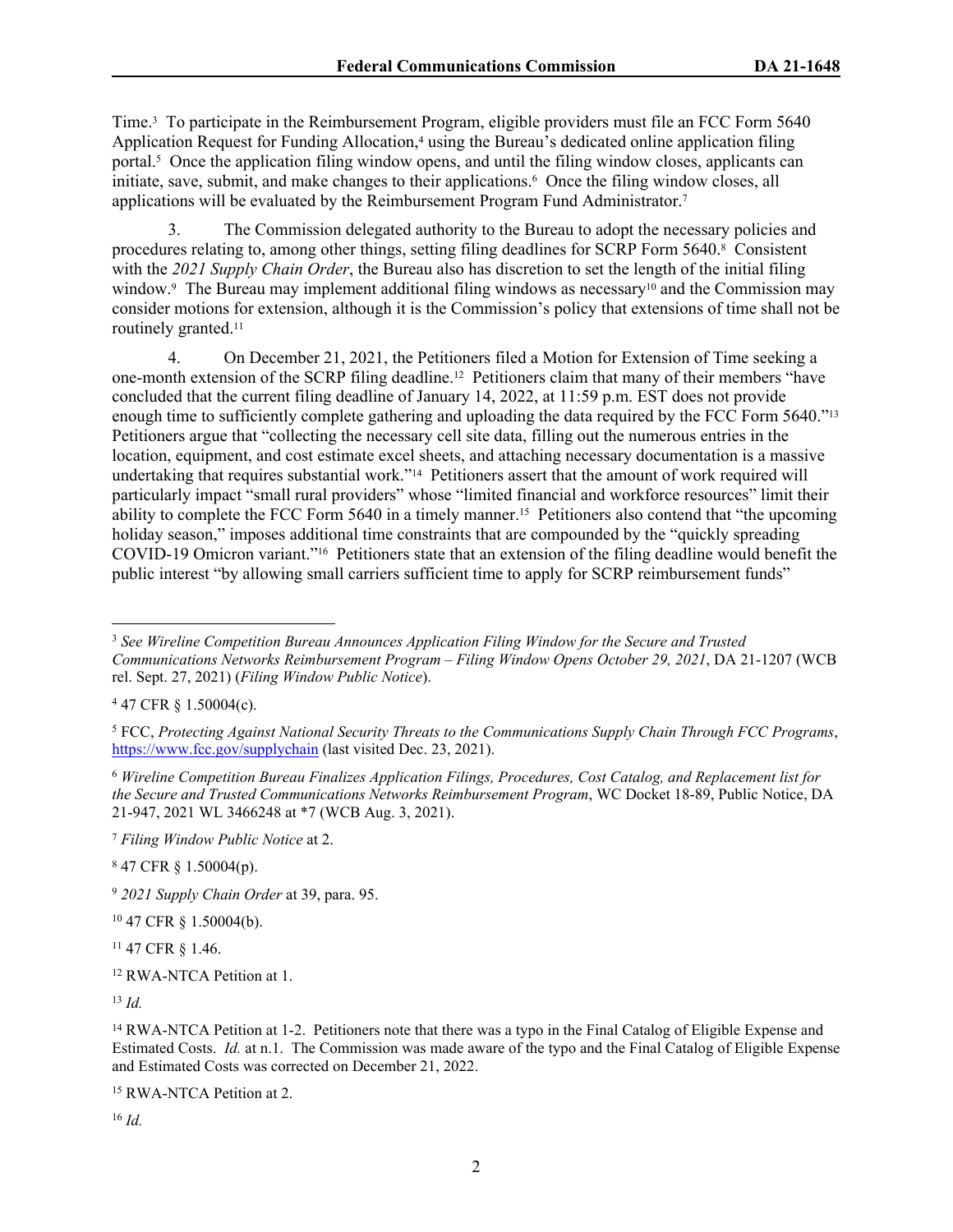Time.[3] To participate in the Reimbursement Program, eligible providers must file an FCC Form 5640 Application Request for Funding Allocation,[4] using the Bureau's dedicated online application filing portal.[5] Once the application filing window opens, and until the filing window closes, applicants can initiate, save, submit, and make changes to their applications.[6] Once the filing window closes, all applications will be evaluated by the Reimbursement Program Fund Administrator.[7]

3. The Commission delegated authority to the Bureau to adopt the necessary policies and procedures relating to, among other things, setting filing deadlines for SCRP Form 5640.[8] Consistent with the *2021 Supply Chain Order*, the Bureau also has discretion to set the length of the initial filing window.[9] The Bureau may implement additional filing windows as necessary[10] and the Commission may consider motions for extension, although it is the Commission's policy that extensions of time shall not be routinely granted.[11]

4. On December 21, 2021, the Petitioners filed a Motion for Extension of Time seeking a one-month extension of the SCRP filing deadline.[12] Petitioners claim that many of their members "have concluded that the current filing deadline of January 14, 2022, at 11:59 p.m. EST does not provide enough time to sufficiently complete gathering and uploading the data required by the FCC Form 5640."[13] Petitioners argue that "collecting the necessary cell site data, filling out the numerous entries in the location, equipment, and cost estimate excel sheets, and attaching necessary documentation is a massive undertaking that requires substantial work."[14] Petitioners assert that the amount of work required will particularly impact "small rural providers" whose "limited financial and workforce resources" limit their ability to complete the FCC Form 5640 in a timely manner.[15] Petitioners also contend that "the upcoming holiday season," imposes additional time constraints that are compounded by the "quickly spreading COVID-19 Omicron variant."[16] Petitioners state that an extension of the filing deadline would benefit the public interest "by allowing small carriers sufficient time to apply for SCRP reimbursement funds"

---

[3] *See Wireline Competition Bureau Announces Application Filing Window for the Secure and Trusted Communications Networks Reimbursement Program – Filing Window Opens October 29, 2021*, DA 21-1207 (WCB rel. Sept. 27, 2021) (*Filing Window Public Notice*).

[4] 47 CFR § 1.50004(c).

[5] FCC, *Protecting Against National Security Threats to the Communications Supply Chain Through FCC Programs*, https://www.fcc.gov/supplychain (last visited Dec. 23, 2021).

[6] *Wireline Competition Bureau Finalizes Application Filings, Procedures, Cost Catalog, and Replacement list for the Secure and Trusted Communications Networks Reimbursement Program*, WC Docket 18-89, Public Notice, DA 21-947, 2021 WL 3466248 at *7 (WCB Aug. 3, 2021).

[7] *Filing Window Public Notice* at 2.

[8] 47 CFR § 1.50004(p).

[9] *2021 Supply Chain Order* at 39, para. 95.

[10] 47 CFR § 1.50004(b).

[11] 47 CFR § 1.46.

[12] RWA-NTCA Petition at 1.

[13] *Id.*

[14] RWA-NTCA Petition at 1-2. Petitioners note that there was a typo in the Final Catalog of Eligible Expense and Estimated Costs. *Id.* at n.1. The Commission was made aware of the typo and the Final Catalog of Eligible Expense and Estimated Costs was corrected on December 21, 2022.

[15] RWA-NTCA Petition at 2.

[16] *Id.*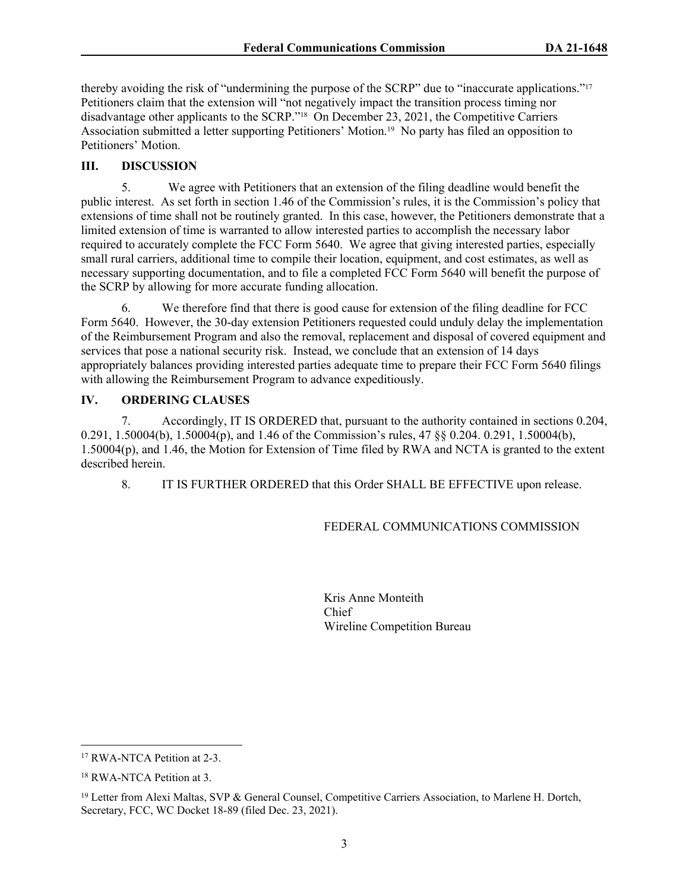thereby avoiding the risk of "undermining the purpose of the SCRP" due to "inaccurate applications."[17] Petitioners claim that the extension will "not negatively impact the transition process timing nor disadvantage other applicants to the SCRP."[18] On December 23, 2021, the Competitive Carriers Association submitted a letter supporting Petitioners' Motion.[19] No party has filed an opposition to Petitioners' Motion.

## III. DISCUSSION

5. We agree with Petitioners that an extension of the filing deadline would benefit the public interest. As set forth in section 1.46 of the Commission's rules, it is the Commission's policy that extensions of time shall not be routinely granted. In this case, however, the Petitioners demonstrate that a limited extension of time is warranted to allow interested parties to accomplish the necessary labor required to accurately complete the FCC Form 5640. We agree that giving interested parties, especially small rural carriers, additional time to compile their location, equipment, and cost estimates, as well as necessary supporting documentation, and to file a completed FCC Form 5640 will benefit the purpose of the SCRP by allowing for more accurate funding allocation.

6. We therefore find that there is good cause for extension of the filing deadline for FCC Form 5640. However, the 30-day extension Petitioners requested could unduly delay the implementation of the Reimbursement Program and also the removal, replacement and disposal of covered equipment and services that pose a national security risk. Instead, we conclude that an extension of 14 days appropriately balances providing interested parties adequate time to prepare their FCC Form 5640 filings with allowing the Reimbursement Program to advance expeditiously.

## IV. ORDERING CLAUSES

7. Accordingly, IT IS ORDERED that, pursuant to the authority contained in sections 0.204, 0.291, 1.50004(b), 1.50004(p), and 1.46 of the Commission's rules, 47 §§ 0.204. 0.291, 1.50004(b), 1.50004(p), and 1.46, the Motion for Extension of Time filed by RWA and NCTA is granted to the extent described herein.

8. IT IS FURTHER ORDERED that this Order SHALL BE EFFECTIVE upon release.

FEDERAL COMMUNICATIONS COMMISSION

Kris Anne Monteith
Chief
Wireline Competition Bureau

---

[17] RWA-NTCA Petition at 2-3.

[18] RWA-NTCA Petition at 3.

[19] Letter from Alexi Maltas, SVP & General Counsel, Competitive Carriers Association, to Marlene H. Dortch, Secretary, FCC, WC Docket 18-89 (filed Dec. 23, 2021).